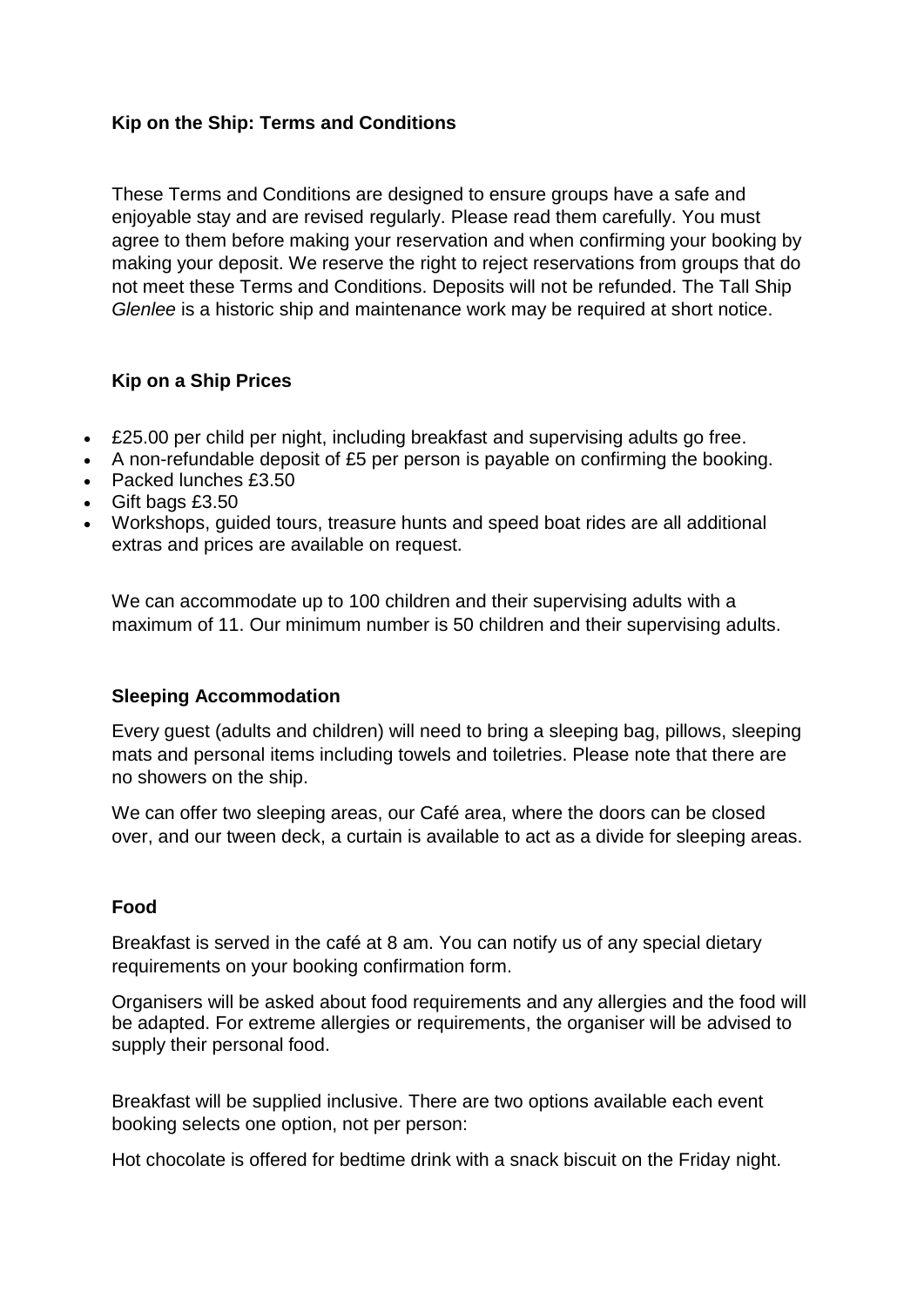## Kip on the Ship: Terms and Conditions

These Terms and Conditions are designed to ensure groups have a safe and enjoyable stay and are revised regularly. Please read them carefully. You must agree to them before making your reservation and when confirming your booking by making your deposit. We reserve the right to reject reservations from groups that do not meet these Terms and Conditions. Deposits will not be refunded. The Tall Ship *Glenlee* is a historic ship and maintenance work may be required at short notice.

### Kip on a Ship Prices

- £25.00 per child per night, including breakfast and supervising adults go free.
- A non-refundable deposit of £5 per person is payable on confirming the booking.
- Packed lunches £3.50
- Gift bags £3.50
- Workshops, guided tours, treasure hunts and speed boat rides are all additional extras and prices are available on request.

We can accommodate up to 100 children and their supervising adults with a maximum of 11. Our minimum number is 50 children and their supervising adults.

### Sleeping Accommodation

Every guest (adults and children) will need to bring a sleeping bag, pillows, sleeping mats and personal items including towels and toiletries. Please note that there are no showers on the ship.

We can offer two sleeping areas, our Café area, where the doors can be closed over, and our tween deck, a curtain is available to act as a divide for sleeping areas.

### Food

Breakfast is served in the café at 8 am. You can notify us of any special dietary requirements on your booking confirmation form.

Organisers will be asked about food requirements and any allergies and the food will be adapted. For extreme allergies or requirements, the organiser will be advised to supply their personal food.

Breakfast will be supplied inclusive. There are two options available each event booking selects one option, not per person:

Hot chocolate is offered for bedtime drink with a snack biscuit on the Friday night.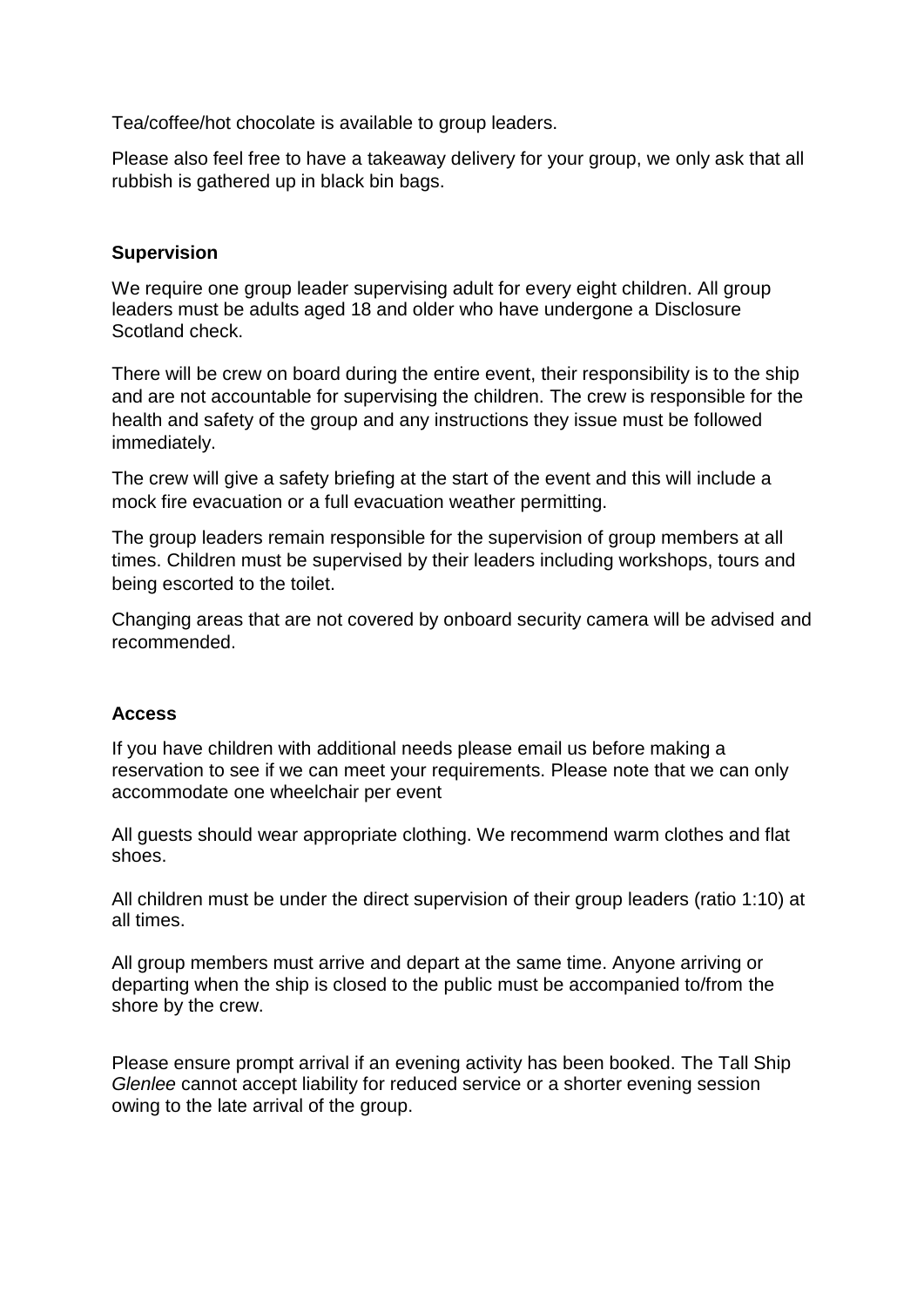Tea/coffee/hot chocolate is available to group leaders.

Please also feel free to have a takeaway delivery for your group, we only ask that all rubbish is gathered up in black bin bags.

**Supervision**

We require one group leader supervising adult for every eight children. All group leaders must be adults aged 18 and older who have undergone a Disclosure Scotland check.

There will be crew on board during the entire event, their responsibility is to the ship and are not accountable for supervising the children. The crew is responsible for the health and safety of the group and any instructions they issue must be followed immediately.

The crew will give a safety briefing at the start of the event and this will include a mock fire evacuation or a full evacuation weather permitting.

The group leaders remain responsible for the supervision of group members at all times. Children must be supervised by their leaders including workshops, tours and being escorted to the toilet.

Changing areas that are not covered by onboard security camera will be advised and recommended.

**Access**

If you have children with additional needs please email us before making a reservation to see if we can meet your requirements. Please note that we can only accommodate one wheelchair per event

All guests should wear appropriate clothing. We recommend warm clothes and flat shoes.

All children must be under the direct supervision of their group leaders (ratio 1:10) at all times.

All group members must arrive and depart at the same time. Anyone arriving or departing when the ship is closed to the public must be accompanied to/from the shore by the crew.

Please ensure prompt arrival if an evening activity has been booked. The Tall Ship *Glenlee* cannot accept liability for reduced service or a shorter evening session owing to the late arrival of the group.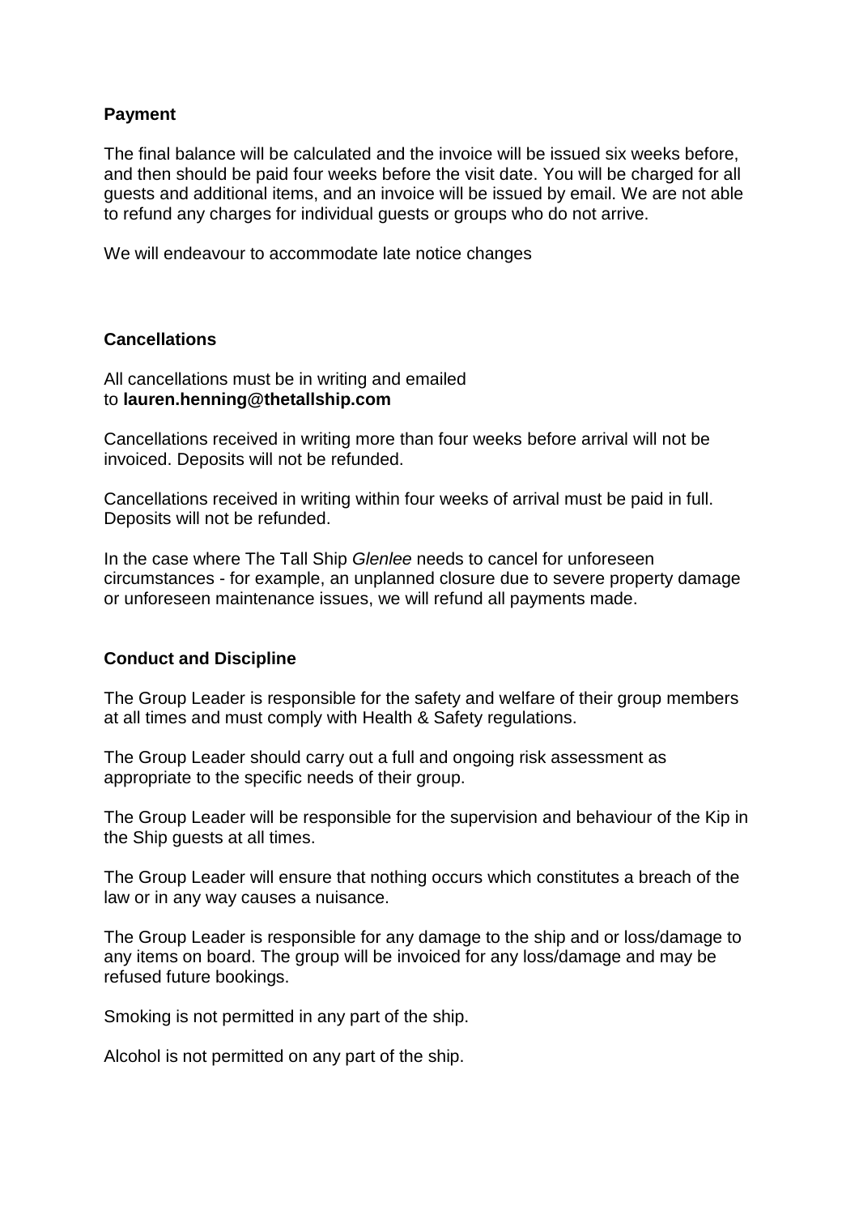**Payment**

The final balance will be calculated and the invoice will be issued six weeks before, and then should be paid four weeks before the visit date. You will be charged for all guests and additional items, and an invoice will be issued by email. We are not able to refund any charges for individual guests or groups who do not arrive.

We will endeavour to accommodate late notice changes

**Cancellations**

All cancellations must be in writing and emailed to **lauren.henning@thetallship.com**

Cancellations received in writing more than four weeks before arrival will not be invoiced. Deposits will not be refunded.

Cancellations received in writing within four weeks of arrival must be paid in full. Deposits will not be refunded.

In the case where The Tall Ship *Glenlee* needs to cancel for unforeseen circumstances - for example, an unplanned closure due to severe property damage or unforeseen maintenance issues, we will refund all payments made.

**Conduct and Discipline**

The Group Leader is responsible for the safety and welfare of their group members at all times and must comply with Health & Safety regulations.

The Group Leader should carry out a full and ongoing risk assessment as appropriate to the specific needs of their group.

The Group Leader will be responsible for the supervision and behaviour of the Kip in the Ship guests at all times.

The Group Leader will ensure that nothing occurs which constitutes a breach of the law or in any way causes a nuisance.

The Group Leader is responsible for any damage to the ship and or loss/damage to any items on board. The group will be invoiced for any loss/damage and may be refused future bookings.

Smoking is not permitted in any part of the ship.

Alcohol is not permitted on any part of the ship.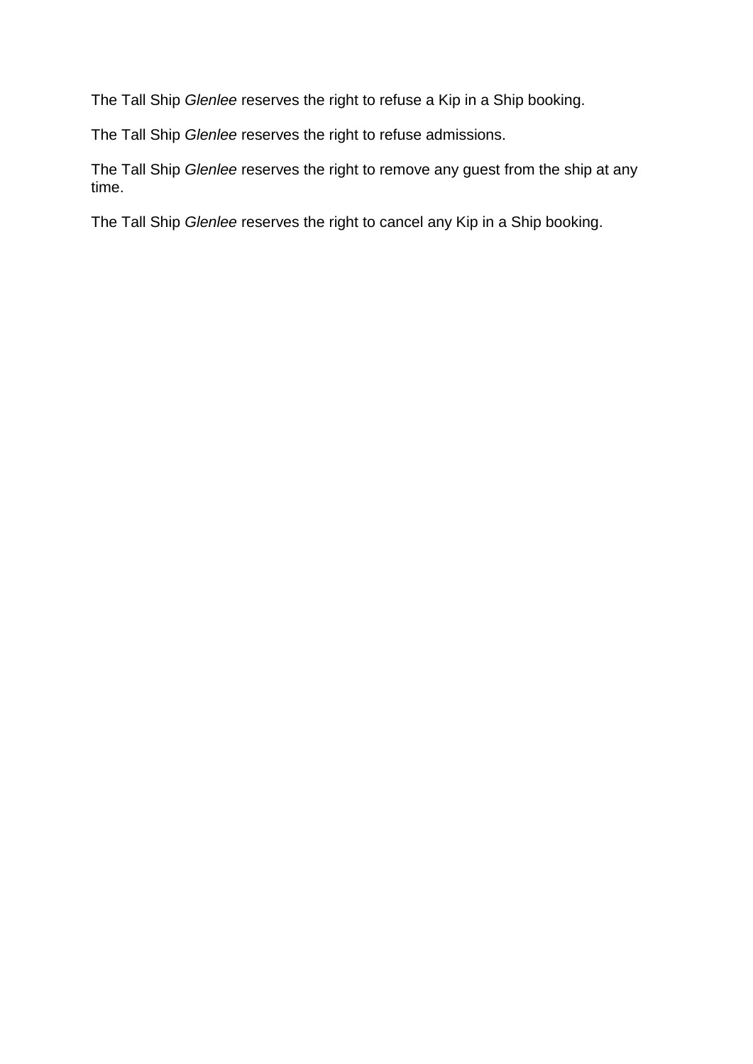The Tall Ship *Glenlee* reserves the right to refuse a Kip in a Ship booking.

The Tall Ship *Glenlee* reserves the right to refuse admissions.

The Tall Ship *Glenlee* reserves the right to remove any guest from the ship at any time.

The Tall Ship *Glenlee* reserves the right to cancel any Kip in a Ship booking.